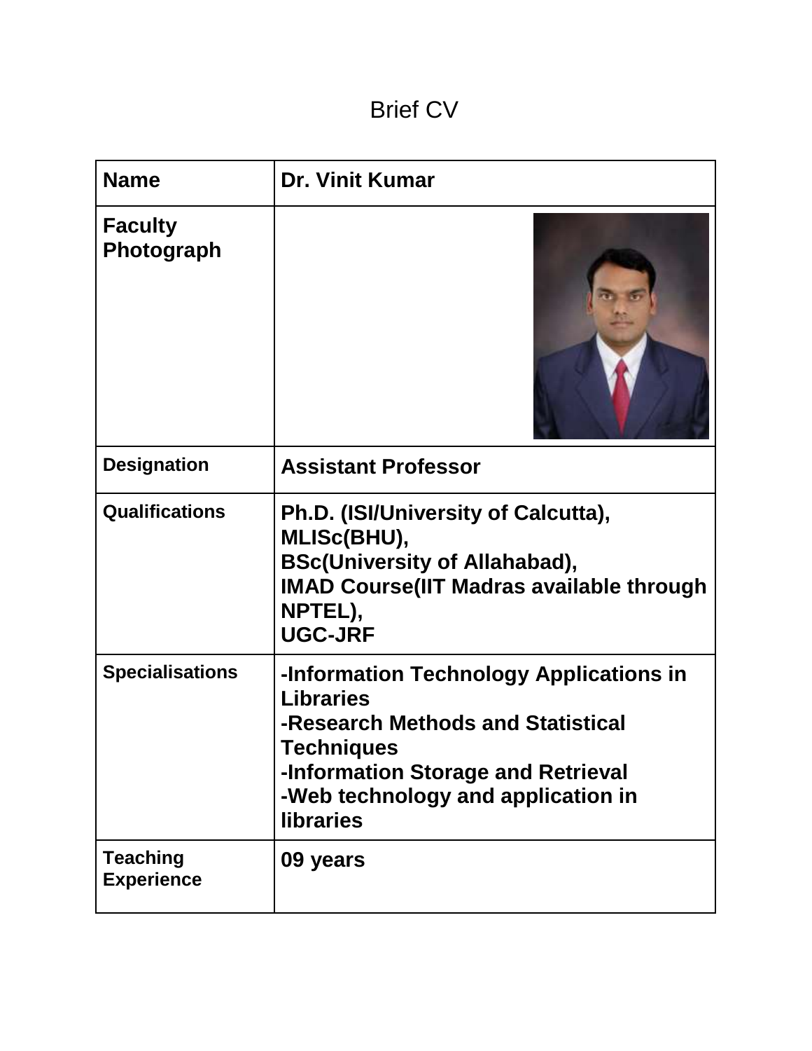# Brief CV

| Name | Dr. Vinit Kumar |
|---|---|
| Faculty Photograph | |
| Designation | Assistant Professor |
| Qualifications | Ph.D. (ISI/University of Calcutta),<br>MLISc(BHU),<br>BSc(University of Allahabad),<br>IMAD Course(IIT Madras available through NPTEL),<br>UGC-JRF |
| Specialisations | -Information Technology Applications in Libraries<br>-Research Methods and Statistical Techniques<br>-Information Storage and Retrieval<br>-Web technology and application in libraries |
| Teaching Experience | 09 years |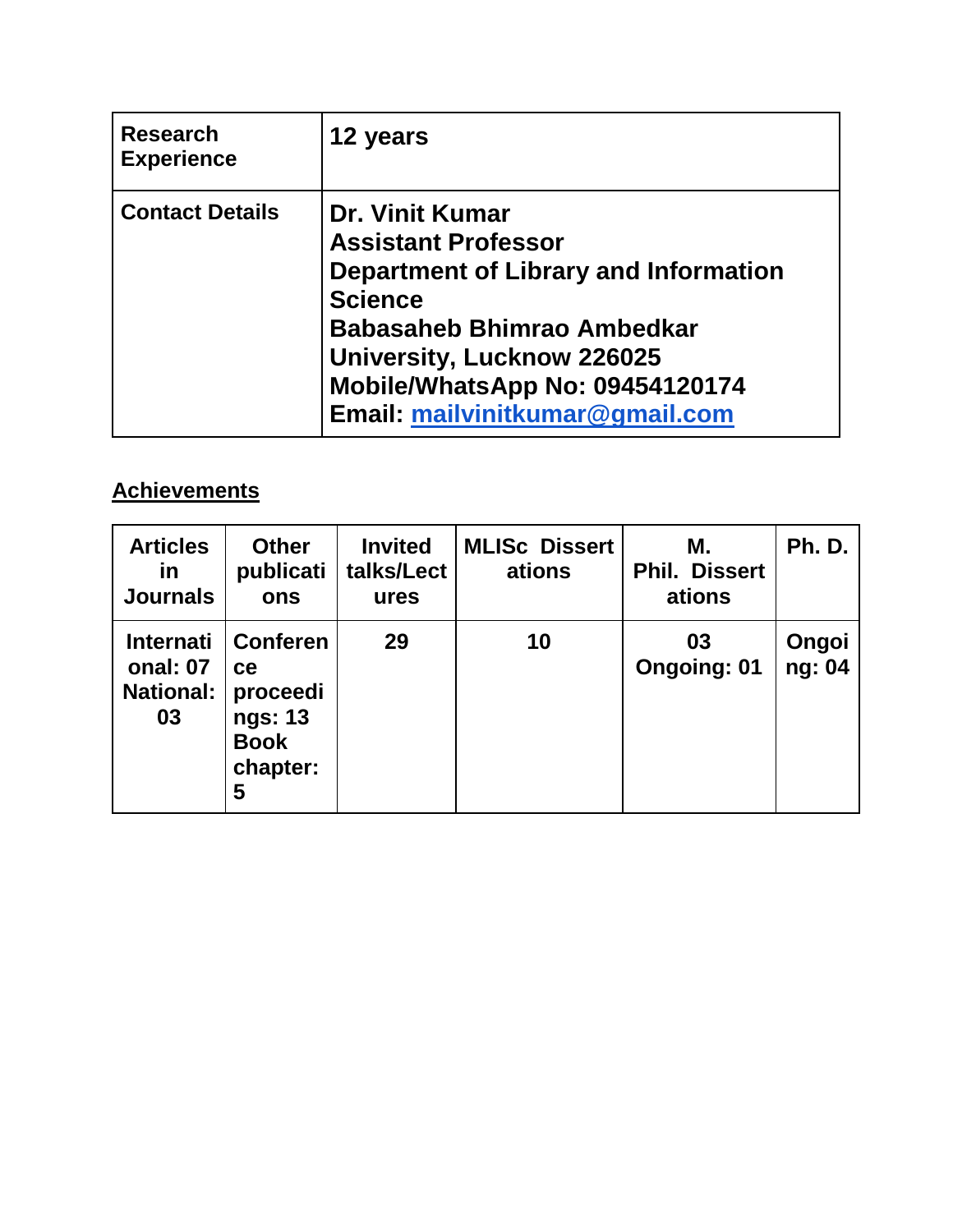| **Research Experience** | **12 years** |
|---|---|
| **Contact Details** | **Dr. Vinit Kumar**<br>**Assistant Professor**<br>**Department of Library and Information Science**<br>**Babasaheb Bhimrao Ambedkar University, Lucknow 226025**<br>**Mobile/WhatsApp No: 09454120174**<br>**Email: mailvinitkumar@gmail.com** |

## Achievements

| Articles in Journals | Other publications | Invited talks/Lectures | MLISc Dissertations | M. Phil. Dissertations | Ph. D. |
|---|---|---|---|---|---|
| International: 07<br>National: 03 | Conference proceedings: 13<br>Book chapter: 5 | 29 | 10 | 03<br>Ongoing: 01 | Ongoing: 04 |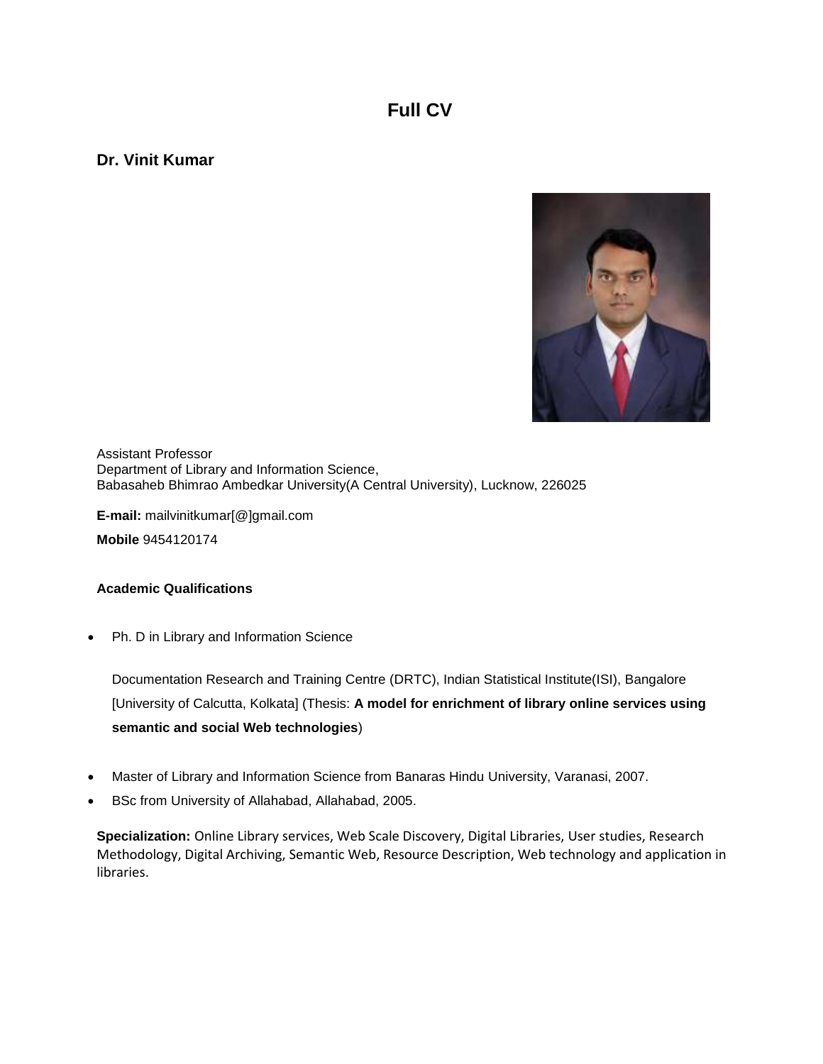# Full CV

## Dr. Vinit Kumar

Assistant Professor
Department of Library and Information Science,
Babasaheb Bhimrao Ambedkar University(A Central University), Lucknow, 226025

**E-mail:** mailvinitkumar[@]gmail.com

**Mobile** 9454120174

### Academic Qualifications

- Ph. D in Library and Information Science

  Documentation Research and Training Centre (DRTC), Indian Statistical Institute(ISI), Bangalore [University of Calcutta, Kolkata] (Thesis: **A model for enrichment of library online services using semantic and social Web technologies**)

- Master of Library and Information Science from Banaras Hindu University, Varanasi, 2007.
- BSc from University of Allahabad, Allahabad, 2005.

**Specialization:** Online Library services, Web Scale Discovery, Digital Libraries, User studies, Research Methodology, Digital Archiving, Semantic Web, Resource Description, Web technology and application in libraries.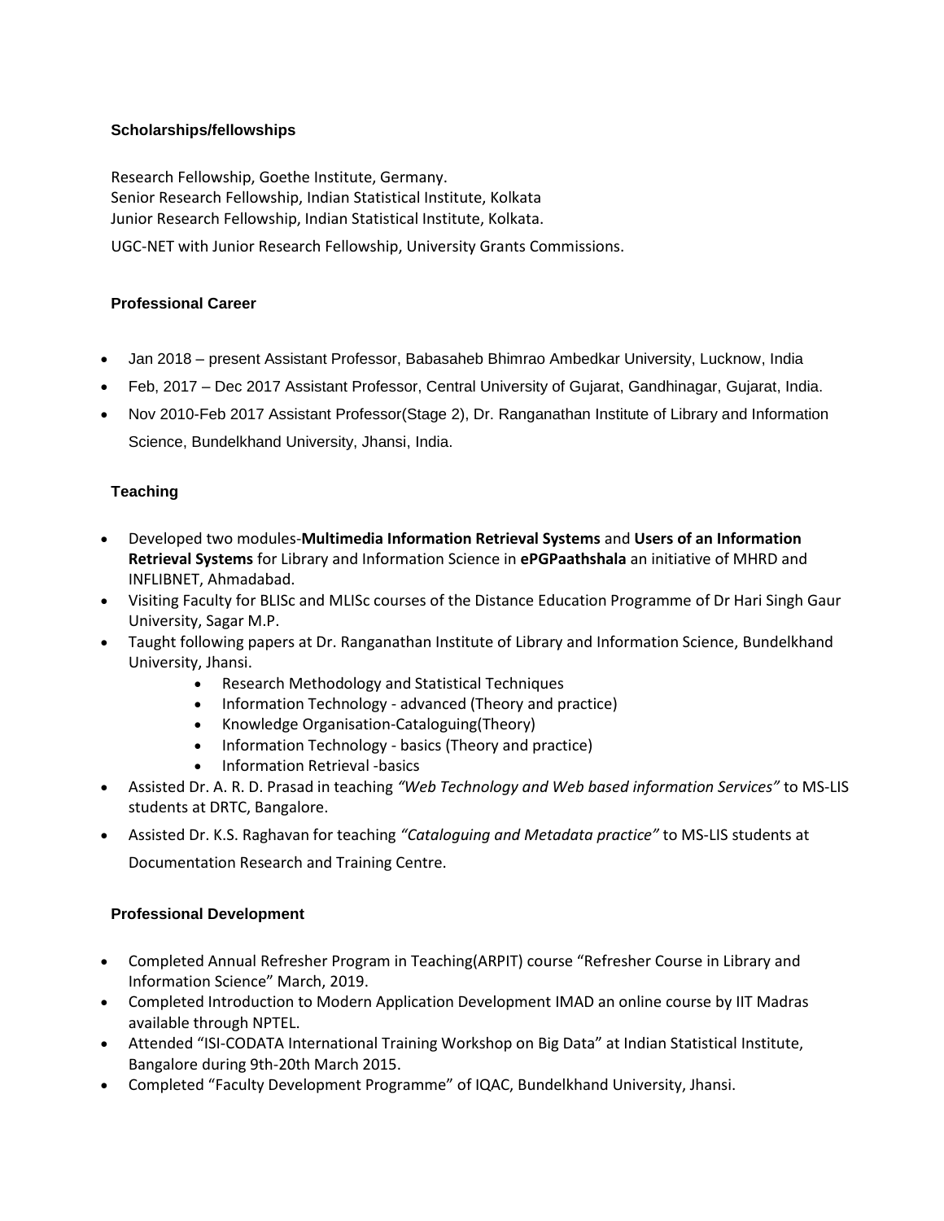## Scholarships/fellowships

Research Fellowship, Goethe Institute, Germany.
Senior Research Fellowship, Indian Statistical Institute, Kolkata
Junior Research Fellowship, Indian Statistical Institute, Kolkata.

UGC-NET with Junior Research Fellowship, University Grants Commissions.

## Professional Career

- Jan 2018 – present Assistant Professor, Babasaheb Bhimrao Ambedkar University, Lucknow, India
- Feb, 2017 – Dec 2017 Assistant Professor, Central University of Gujarat, Gandhinagar, Gujarat, India.
- Nov 2010-Feb 2017 Assistant Professor(Stage 2), Dr. Ranganathan Institute of Library and Information Science, Bundelkhand University, Jhansi, India.

## Teaching

- Developed two modules-**Multimedia Information Retrieval Systems** and **Users of an Information Retrieval Systems** for Library and Information Science in **ePGPaathshala** an initiative of MHRD and INFLIBNET, Ahmadabad.
- Visiting Faculty for BLISc and MLISc courses of the Distance Education Programme of Dr Hari Singh Gaur University, Sagar M.P.
- Taught following papers at Dr. Ranganathan Institute of Library and Information Science, Bundelkhand University, Jhansi.
    - Research Methodology and Statistical Techniques
    - Information Technology - advanced (Theory and practice)
    - Knowledge Organisation-Cataloguing(Theory)
    - Information Technology - basics (Theory and practice)
    - Information Retrieval -basics
- Assisted Dr. A. R. D. Prasad in teaching *"Web Technology and Web based information Services"* to MS-LIS students at DRTC, Bangalore.
- Assisted Dr. K.S. Raghavan for teaching *"Cataloguing and Metadata practice"* to MS-LIS students at Documentation Research and Training Centre.

## Professional Development

- Completed Annual Refresher Program in Teaching(ARPIT) course "Refresher Course in Library and Information Science" March, 2019.
- Completed Introduction to Modern Application Development IMAD an online course by IIT Madras available through NPTEL.
- Attended "ISI-CODATA International Training Workshop on Big Data" at Indian Statistical Institute, Bangalore during 9th-20th March 2015.
- Completed "Faculty Development Programme" of IQAC, Bundelkhand University, Jhansi.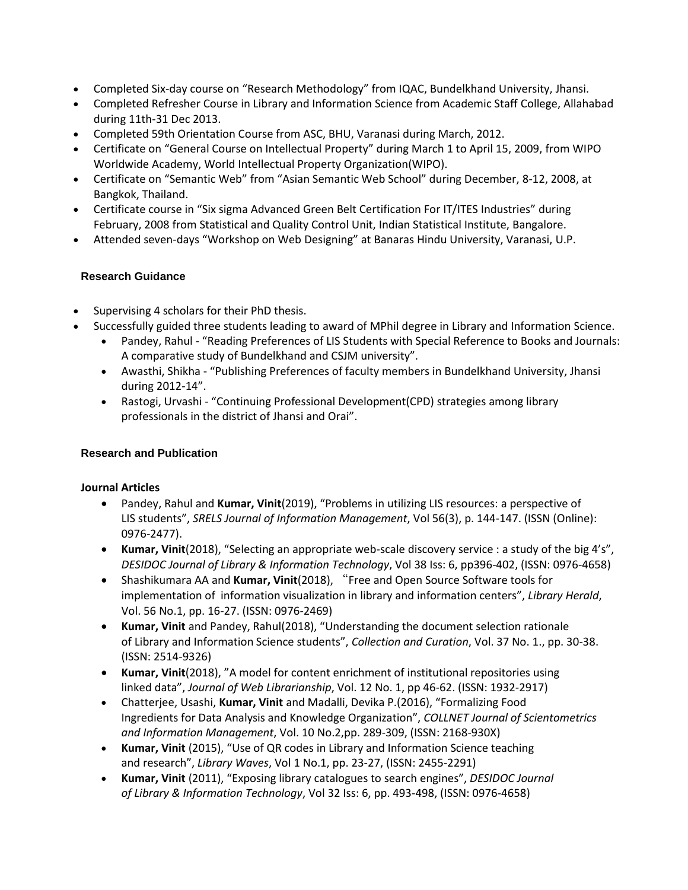- Completed Six-day course on "Research Methodology" from IQAC, Bundelkhand University, Jhansi.
- Completed Refresher Course in Library and Information Science from Academic Staff College, Allahabad during 11th-31 Dec 2013.
- Completed 59th Orientation Course from ASC, BHU, Varanasi during March, 2012.
- Certificate on "General Course on Intellectual Property" during March 1 to April 15, 2009, from WIPO Worldwide Academy, World Intellectual Property Organization(WIPO).
- Certificate on "Semantic Web" from "Asian Semantic Web School" during December, 8-12, 2008, at Bangkok, Thailand.
- Certificate course in "Six sigma Advanced Green Belt Certification For IT/ITES Industries" during February, 2008 from Statistical and Quality Control Unit, Indian Statistical Institute, Bangalore.
- Attended seven-days "Workshop on Web Designing" at Banaras Hindu University, Varanasi, U.P.

## Research Guidance

- Supervising 4 scholars for their PhD thesis.
- Successfully guided three students leading to award of MPhil degree in Library and Information Science.
  - Pandey, Rahul - "Reading Preferences of LIS Students with Special Reference to Books and Journals: A comparative study of Bundelkhand and CSJM university".
  - Awasthi, Shikha - "Publishing Preferences of faculty members in Bundelkhand University, Jhansi during 2012-14".
  - Rastogi, Urvashi - "Continuing Professional Development(CPD) strategies among library professionals in the district of Jhansi and Orai".

## Research and Publication

### Journal Articles

- Pandey, Rahul and **Kumar, Vinit**(2019), "Problems in utilizing LIS resources: a perspective of LIS students", *SRELS Journal of Information Management*, Vol 56(3), p. 144-147. (ISSN (Online): 0976-2477).
- **Kumar, Vinit**(2018), "Selecting an appropriate web-scale discovery service : a study of the big 4's", *DESIDOC Journal of Library & Information Technology*, Vol 38 Iss: 6, pp396-402, (ISSN: 0976-4658)
- Shashikumara AA and **Kumar, Vinit**(2018), "Free and Open Source Software tools for implementation of information visualization in library and information centers", *Library Herald*, Vol. 56 No.1, pp. 16-27. (ISSN: 0976-2469)
- **Kumar, Vinit** and Pandey, Rahul(2018), "Understanding the document selection rationale of Library and Information Science students", *Collection and Curation*, Vol. 37 No. 1., pp. 30-38. (ISSN: 2514-9326)
- **Kumar, Vinit**(2018), "A model for content enrichment of institutional repositories using linked data", *Journal of Web Librarianship*, Vol. 12 No. 1, pp 46-62. (ISSN: 1932-2917)
- Chatterjee, Usashi, **Kumar, Vinit** and Madalli, Devika P.(2016), "Formalizing Food Ingredients for Data Analysis and Knowledge Organization", *COLLNET Journal of Scientometrics and Information Management*, Vol. 10 No.2,pp. 289-309, (ISSN: 2168-930X)
- **Kumar, Vinit** (2015), "Use of QR codes in Library and Information Science teaching and research", *Library Waves*, Vol 1 No.1, pp. 23-27, (ISSN: 2455-2291)
- **Kumar, Vinit** (2011), "Exposing library catalogues to search engines", *DESIDOC Journal of Library & Information Technology*, Vol 32 Iss: 6, pp. 493-498, (ISSN: 0976-4658)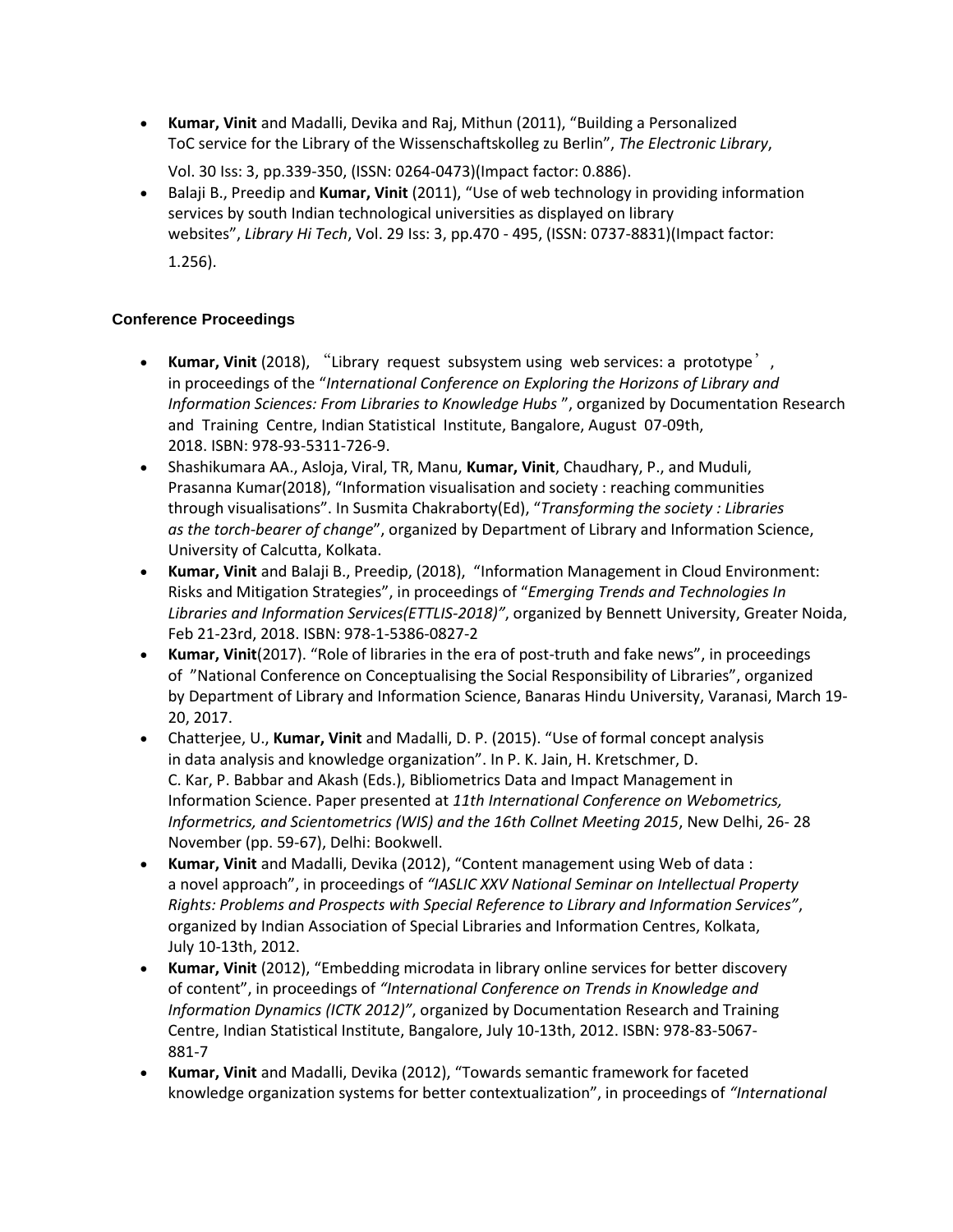- **Kumar, Vinit** and Madalli, Devika and Raj, Mithun (2011), "Building a Personalized ToC service for the Library of the Wissenschaftskolleg zu Berlin", *The Electronic Library*, Vol. 30 Iss: 3, pp.339-350, (ISSN: 0264-0473)(Impact factor: 0.886).
- Balaji B., Preedip and **Kumar, Vinit** (2011), "Use of web technology in providing information services by south Indian technological universities as displayed on library websites", *Library Hi Tech*, Vol. 29 Iss: 3, pp.470 - 495, (ISSN: 0737-8831)(Impact factor: 1.256).

### Conference Proceedings

- **Kumar, Vinit** (2018), "Library request subsystem using web services: a prototype', in proceedings of the "*International Conference on Exploring the Horizons of Library and Information Sciences: From Libraries to Knowledge Hubs* ", organized by Documentation Research and Training Centre, Indian Statistical Institute, Bangalore, August 07-09th, 2018. ISBN: 978-93-5311-726-9.
- Shashikumara AA., Asloja, Viral, TR, Manu, **Kumar, Vinit**, Chaudhary, P., and Muduli, Prasanna Kumar(2018), "Information visualisation and society : reaching communities through visualisations". In Susmita Chakraborty(Ed), "*Transforming the society : Libraries as the torch-bearer of change*", organized by Department of Library and Information Science, University of Calcutta, Kolkata.
- **Kumar, Vinit** and Balaji B., Preedip, (2018), "Information Management in Cloud Environment: Risks and Mitigation Strategies", in proceedings of "*Emerging Trends and Technologies In Libraries and Information Services(ETTLIS-2018)"*, organized by Bennett University, Greater Noida, Feb 21-23rd, 2018. ISBN: 978-1-5386-0827-2
- **Kumar, Vinit**(2017). "Role of libraries in the era of post-truth and fake news", in proceedings of "National Conference on Conceptualising the Social Responsibility of Libraries", organized by Department of Library and Information Science, Banaras Hindu University, Varanasi, March 19-20, 2017.
- Chatterjee, U., **Kumar, Vinit** and Madalli, D. P. (2015). "Use of formal concept analysis in data analysis and knowledge organization". In P. K. Jain, H. Kretschmer, D. C. Kar, P. Babbar and Akash (Eds.), Bibliometrics Data and Impact Management in Information Science. Paper presented at *11th International Conference on Webometrics, Informetrics, and Scientometrics (WIS) and the 16th Collnet Meeting 2015*, New Delhi, 26- 28 November (pp. 59-67), Delhi: Bookwell.
- **Kumar, Vinit** and Madalli, Devika (2012), "Content management using Web of data : a novel approach", in proceedings of *"IASLIC XXV National Seminar on Intellectual Property Rights: Problems and Prospects with Special Reference to Library and Information Services"*, organized by Indian Association of Special Libraries and Information Centres, Kolkata, July 10-13th, 2012.
- **Kumar, Vinit** (2012), "Embedding microdata in library online services for better discovery of content", in proceedings of *"International Conference on Trends in Knowledge and Information Dynamics (ICTK 2012)"*, organized by Documentation Research and Training Centre, Indian Statistical Institute, Bangalore, July 10-13th, 2012. ISBN: 978-83-5067-881-7
- **Kumar, Vinit** and Madalli, Devika (2012), "Towards semantic framework for faceted knowledge organization systems for better contextualization", in proceedings of *"International*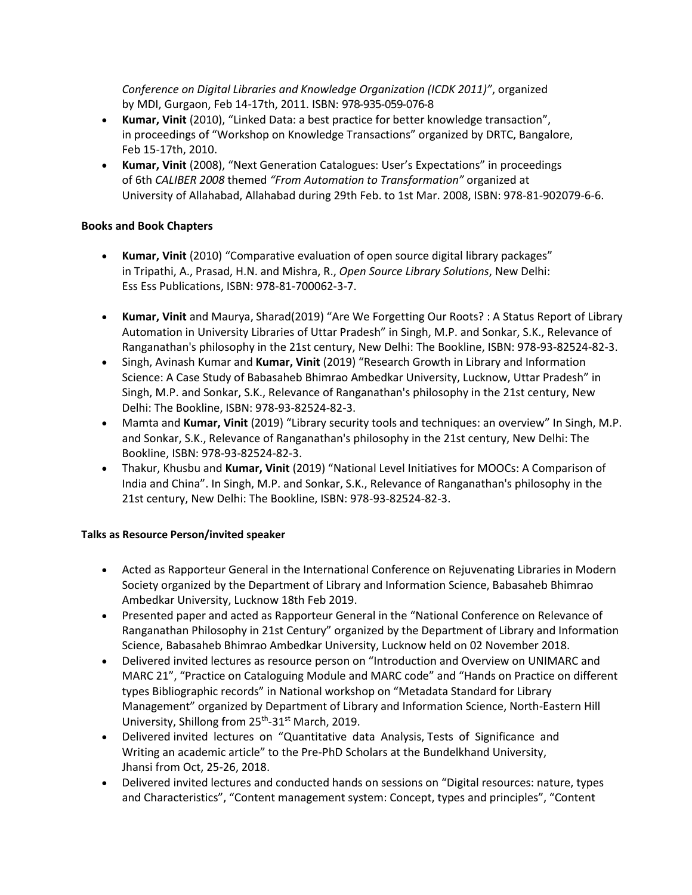*Conference on Digital Libraries and Knowledge Organization (ICDK 2011)"*, organized by MDI, Gurgaon, Feb 14-17th, 2011. ISBN: 978-935-059-076-8

- **Kumar, Vinit** (2010), "Linked Data: a best practice for better knowledge transaction", in proceedings of "Workshop on Knowledge Transactions" organized by DRTC, Bangalore, Feb 15-17th, 2010.
- **Kumar, Vinit** (2008), "Next Generation Catalogues: User's Expectations" in proceedings of 6th *CALIBER 2008* themed *"From Automation to Transformation"* organized at University of Allahabad, Allahabad during 29th Feb. to 1st Mar. 2008, ISBN: 978-81-902079-6-6.

**Books and Book Chapters**

- **Kumar, Vinit** (2010) "Comparative evaluation of open source digital library packages" in Tripathi, A., Prasad, H.N. and Mishra, R., *Open Source Library Solutions*, New Delhi: Ess Ess Publications, ISBN: 978-81-700062-3-7.

- **Kumar, Vinit** and Maurya, Sharad(2019) "Are We Forgetting Our Roots? : A Status Report of Library Automation in University Libraries of Uttar Pradesh" in Singh, M.P. and Sonkar, S.K., Relevance of Ranganathan's philosophy in the 21st century, New Delhi: The Bookline, ISBN: 978-93-82524-82-3.
- Singh, Avinash Kumar and **Kumar, Vinit** (2019) "Research Growth in Library and Information Science: A Case Study of Babasaheb Bhimrao Ambedkar University, Lucknow, Uttar Pradesh" in Singh, M.P. and Sonkar, S.K., Relevance of Ranganathan's philosophy in the 21st century, New Delhi: The Bookline, ISBN: 978-93-82524-82-3.
- Mamta and **Kumar, Vinit** (2019) "Library security tools and techniques: an overview" In Singh, M.P. and Sonkar, S.K., Relevance of Ranganathan's philosophy in the 21st century, New Delhi: The Bookline, ISBN: 978-93-82524-82-3.
- Thakur, Khusbu and **Kumar, Vinit** (2019) "National Level Initiatives for MOOCs: A Comparison of India and China". In Singh, M.P. and Sonkar, S.K., Relevance of Ranganathan's philosophy in the 21st century, New Delhi: The Bookline, ISBN: 978-93-82524-82-3.

**Talks as Resource Person/invited speaker**

- Acted as Rapporteur General in the International Conference on Rejuvenating Libraries in Modern Society organized by the Department of Library and Information Science, Babasaheb Bhimrao Ambedkar University, Lucknow 18th Feb 2019.
- Presented paper and acted as Rapporteur General in the "National Conference on Relevance of Ranganathan Philosophy in 21st Century" organized by the Department of Library and Information Science, Babasaheb Bhimrao Ambedkar University, Lucknow held on 02 November 2018.
- Delivered invited lectures as resource person on "Introduction and Overview on UNIMARC and MARC 21", "Practice on Cataloguing Module and MARC code" and "Hands on Practice on different types Bibliographic records" in National workshop on "Metadata Standard for Library Management" organized by Department of Library and Information Science, North-Eastern Hill University, Shillong from 25th-31st March, 2019.
- Delivered invited lectures on "Quantitative data Analysis, Tests of Significance and Writing an academic article" to the Pre-PhD Scholars at the Bundelkhand University, Jhansi from Oct, 25-26, 2018.
- Delivered invited lectures and conducted hands on sessions on "Digital resources: nature, types and Characteristics", "Content management system: Concept, types and principles", "Content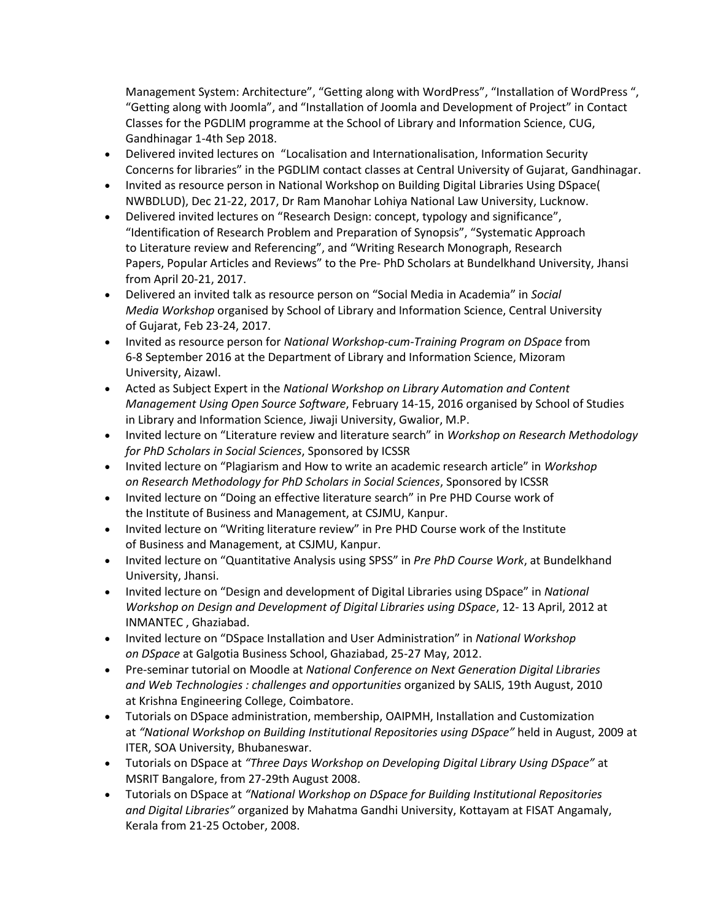Management System: Architecture", "Getting along with WordPress", "Installation of WordPress ", "Getting along with Joomla", and "Installation of Joomla and Development of Project" in Contact Classes for the PGDLIM programme at the School of Library and Information Science, CUG, Gandhinagar 1-4th Sep 2018.

- Delivered invited lectures on "Localisation and Internationalisation, Information Security Concerns for libraries" in the PGDLIM contact classes at Central University of Gujarat, Gandhinagar.
- Invited as resource person in National Workshop on Building Digital Libraries Using DSpace( NWBDLUD), Dec 21-22, 2017, Dr Ram Manohar Lohiya National Law University, Lucknow.
- Delivered invited lectures on "Research Design: concept, typology and significance", "Identification of Research Problem and Preparation of Synopsis", "Systematic Approach to Literature review and Referencing", and "Writing Research Monograph, Research Papers, Popular Articles and Reviews" to the Pre- PhD Scholars at Bundelkhand University, Jhansi from April 20-21, 2017.
- Delivered an invited talk as resource person on "Social Media in Academia" in *Social Media Workshop* organised by School of Library and Information Science, Central University of Gujarat, Feb 23-24, 2017.
- Invited as resource person for *National Workshop-cum-Training Program on DSpace* from 6-8 September 2016 at the Department of Library and Information Science, Mizoram University, Aizawl.
- Acted as Subject Expert in the *National Workshop on Library Automation and Content Management Using Open Source Software*, February 14-15, 2016 organised by School of Studies in Library and Information Science, Jiwaji University, Gwalior, M.P.
- Invited lecture on "Literature review and literature search" in *Workshop on Research Methodology for PhD Scholars in Social Sciences*, Sponsored by ICSSR
- Invited lecture on "Plagiarism and How to write an academic research article" in *Workshop on Research Methodology for PhD Scholars in Social Sciences*, Sponsored by ICSSR
- Invited lecture on "Doing an effective literature search" in Pre PHD Course work of the Institute of Business and Management, at CSJMU, Kanpur.
- Invited lecture on "Writing literature review" in Pre PHD Course work of the Institute of Business and Management, at CSJMU, Kanpur.
- Invited lecture on "Quantitative Analysis using SPSS" in *Pre PhD Course Work*, at Bundelkhand University, Jhansi.
- Invited lecture on "Design and development of Digital Libraries using DSpace" in *National Workshop on Design and Development of Digital Libraries using DSpace*, 12- 13 April, 2012 at INMANTEC , Ghaziabad.
- Invited lecture on "DSpace Installation and User Administration" in *National Workshop on DSpace* at Galgotia Business School, Ghaziabad, 25-27 May, 2012.
- Pre-seminar tutorial on Moodle at *National Conference on Next Generation Digital Libraries and Web Technologies : challenges and opportunities* organized by SALIS, 19th August, 2010 at Krishna Engineering College, Coimbatore.
- Tutorials on DSpace administration, membership, OAIPMH, Installation and Customization at *"National Workshop on Building Institutional Repositories using DSpace"* held in August, 2009 at ITER, SOA University, Bhubaneswar.
- Tutorials on DSpace at *"Three Days Workshop on Developing Digital Library Using DSpace"* at MSRIT Bangalore, from 27-29th August 2008.
- Tutorials on DSpace at *"National Workshop on DSpace for Building Institutional Repositories and Digital Libraries"* organized by Mahatma Gandhi University, Kottayam at FISAT Angamaly, Kerala from 21-25 October, 2008.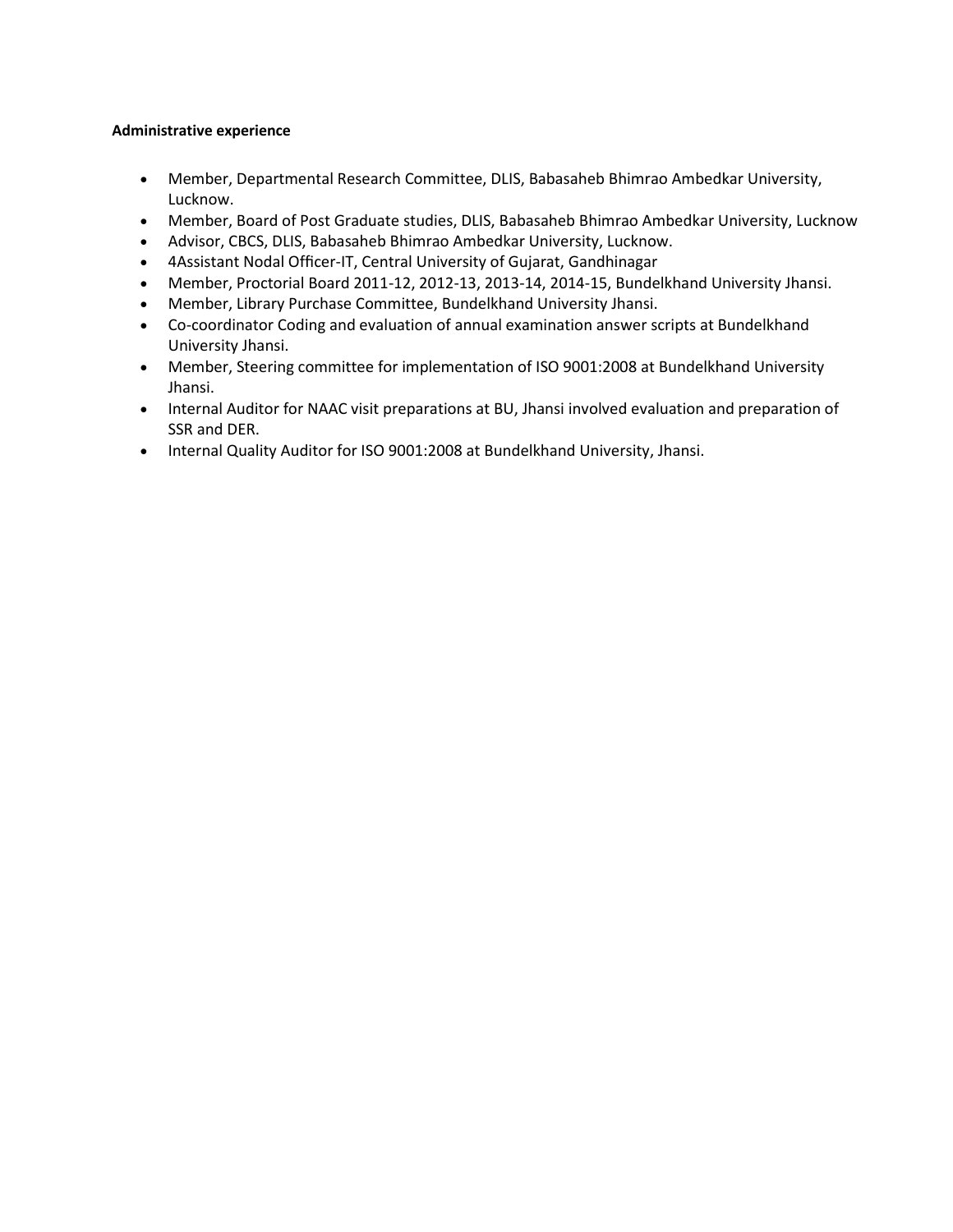**Administrative experience**

- Member, Departmental Research Committee, DLIS, Babasaheb Bhimrao Ambedkar University, Lucknow.
- Member, Board of Post Graduate studies, DLIS, Babasaheb Bhimrao Ambedkar University, Lucknow
- Advisor, CBCS, DLIS, Babasaheb Bhimrao Ambedkar University, Lucknow.
- 4Assistant Nodal Officer-IT, Central University of Gujarat, Gandhinagar
- Member, Proctorial Board 2011-12, 2012-13, 2013-14, 2014-15, Bundelkhand University Jhansi.
- Member, Library Purchase Committee, Bundelkhand University Jhansi.
- Co-coordinator Coding and evaluation of annual examination answer scripts at Bundelkhand University Jhansi.
- Member, Steering committee for implementation of ISO 9001:2008 at Bundelkhand University Jhansi.
- Internal Auditor for NAAC visit preparations at BU, Jhansi involved evaluation and preparation of SSR and DER.
- Internal Quality Auditor for ISO 9001:2008 at Bundelkhand University, Jhansi.